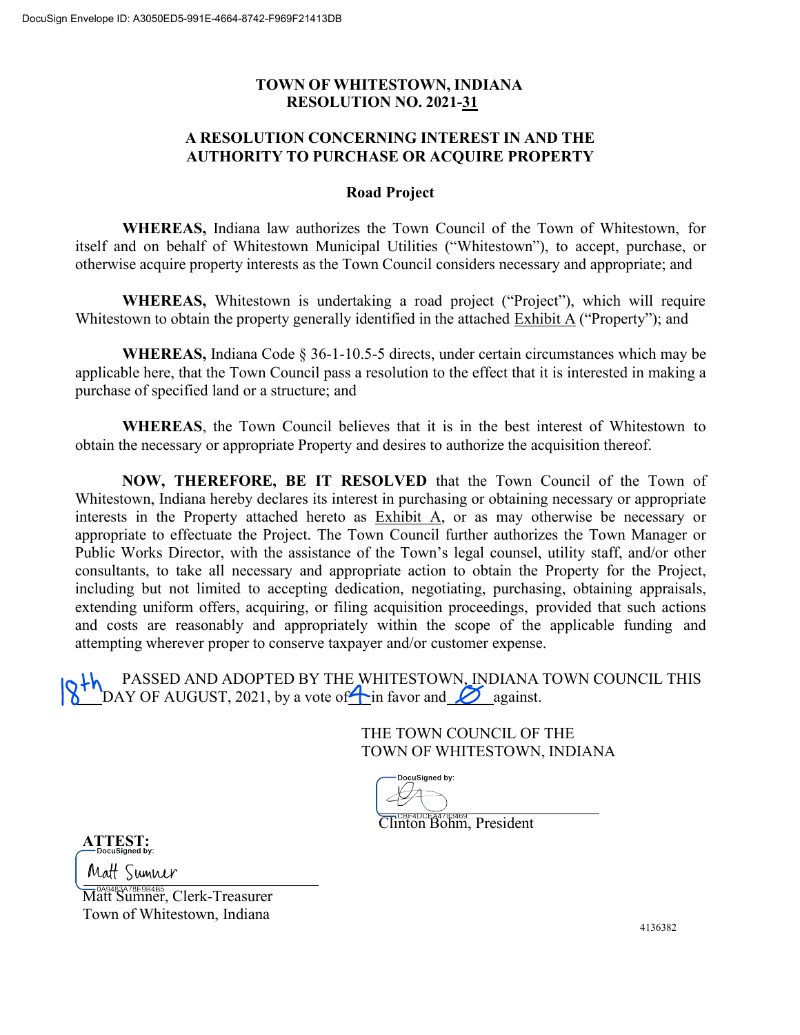DocuSign Envelope ID: A3050ED5-991E-4664-8742-F969F21413DB

# TOWN OF WHITESTOWN, INDIANA
# RESOLUTION NO. 2021-31

## A RESOLUTION CONCERNING INTEREST IN AND THE AUTHORITY TO PURCHASE OR ACQUIRE PROPERTY

### Road Project

**WHEREAS,** Indiana law authorizes the Town Council of the Town of Whitestown, for itself and on behalf of Whitestown Municipal Utilities ("Whitestown"), to accept, purchase, or otherwise acquire property interests as the Town Council considers necessary and appropriate; and

**WHEREAS,** Whitestown is undertaking a road project ("Project"), which will require Whitestown to obtain the property generally identified in the attached Exhibit A ("Property"); and

**WHEREAS,** Indiana Code § 36-1-10.5-5 directs, under certain circumstances which may be applicable here, that the Town Council pass a resolution to the effect that it is interested in making a purchase of specified land or a structure; and

**WHEREAS**, the Town Council believes that it is in the best interest of Whitestown to obtain the necessary or appropriate Property and desires to authorize the acquisition thereof.

**NOW, THEREFORE, BE IT RESOLVED** that the Town Council of the Town of Whitestown, Indiana hereby declares its interest in purchasing or obtaining necessary or appropriate interests in the Property attached hereto as Exhibit A, or as may otherwise be necessary or appropriate to effectuate the Project. The Town Council further authorizes the Town Manager or Public Works Director, with the assistance of the Town's legal counsel, utility staff, and/or other consultants, to take all necessary and appropriate action to obtain the Property for the Project, including but not limited to accepting dedication, negotiating, purchasing, obtaining appraisals, extending uniform offers, acquiring, or filing acquisition proceedings, provided that such actions and costs are reasonably and appropriately within the scope of the applicable funding and attempting wherever proper to conserve taxpayer and/or customer expense.

PASSED AND ADOPTED BY THE WHITESTOWN, INDIANA TOWN COUNCIL THIS 18th DAY OF AUGUST, 2021, by a vote of 4 in favor and Ø against.

THE TOWN COUNCIL OF THE TOWN OF WHITESTOWN, INDIANA

DocuSigned by:
[signature]
CBF4DCEA4783469
Clinton Bohm, President

**ATTEST:**

DocuSigned by:
Matt Sumner
0A9483A78E9B4B5
Matt Sumner, Clerk-Treasurer
Town of Whitestown, Indiana

4136382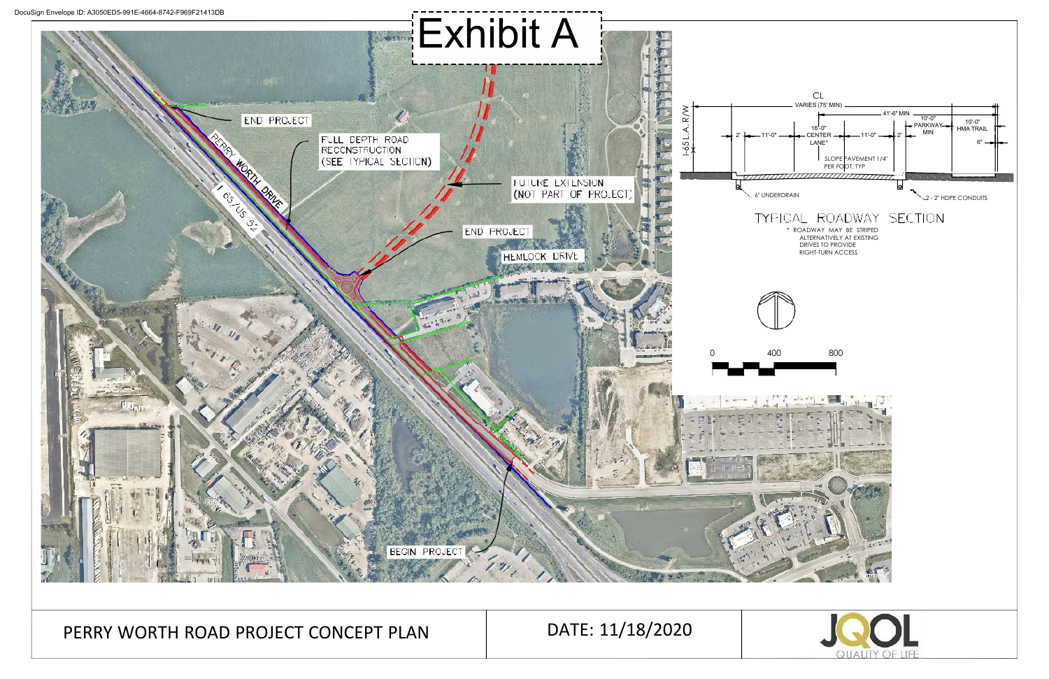DocuSign Envelope ID: A3050ED5-991E-4664-8742-F969F21413DB

# Exhibit A

END PROJECT

FULL DEPTH ROAD RECONSTRUCTION (SEE TYPICAL SECTION)

PERRY WORTH DRIVE

I-65/US 52

FUTURE EXTENSION (NOT PART OF PROJECT)

END PROJECT

HEMLOCK DRIVE

BEGIN PROJECT

CL

VARIES (75' MIN)

41'-6" MIN

10'-0" PARKWAY MIN

10'-0" HMA TRAIL

I-65 L.A. R/W

2'

11'-0"

16'-0" CENTER LANE*

11'-0"

2'

6"

SLOPE PAVEMENT 1/4" PER FOOT, TYP

6" UNDERDRAIN

2 - 2" HDPE CONDUITS

TYPICAL ROADWAY SECTION

\* ROADWAY MAY BE STRIPED ALTERNATIVELY AT EXISTING DRIVES TO PROVIDE RIGHT-TURN ACCESS

0 400 800

PERRY WORTH ROAD PROJECT CONCEPT PLAN

DATE: 11/18/2020

JQOL QUALITY OF LIFE